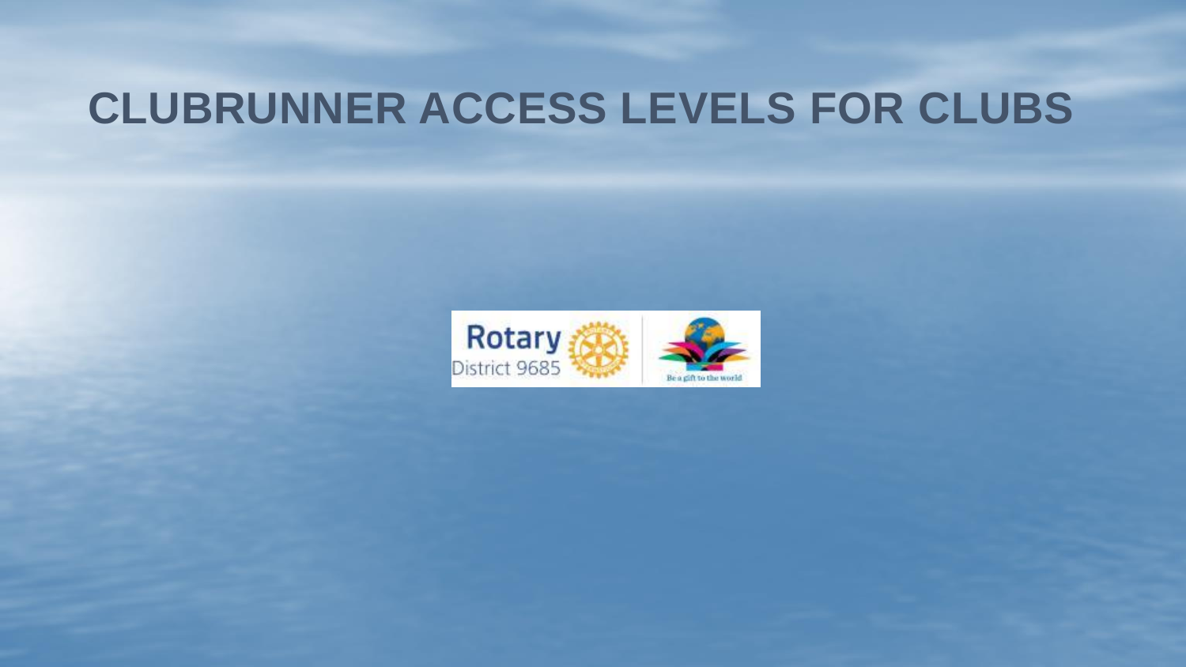# CLUBRUNNER ACCESS LEVELS FOR CLUBS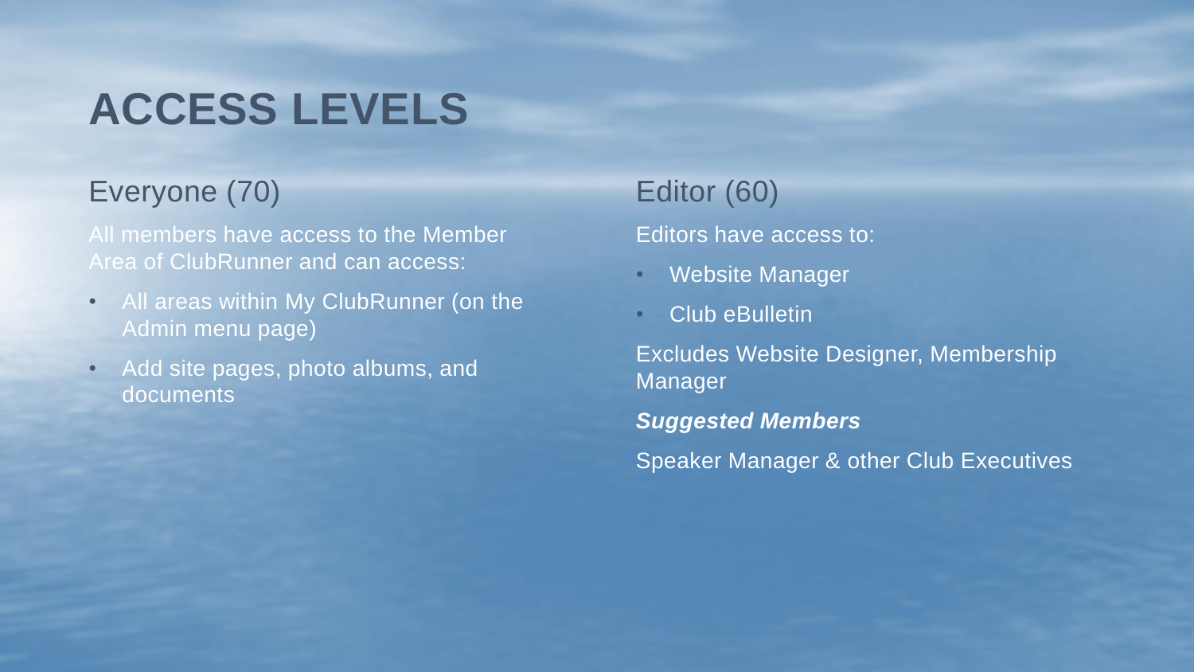# ACCESS LEVELS

## Everyone (70)

All members have access to the Member Area of ClubRunner and can access:

- All areas within My ClubRunner (on the Admin menu page)
- Add site pages, photo albums, and documents

## Editor (60)

Editors have access to:

- Website Manager
- Club eBulletin

Excludes Website Designer, Membership Manager

***Suggested Members***

Speaker Manager & other Club Executives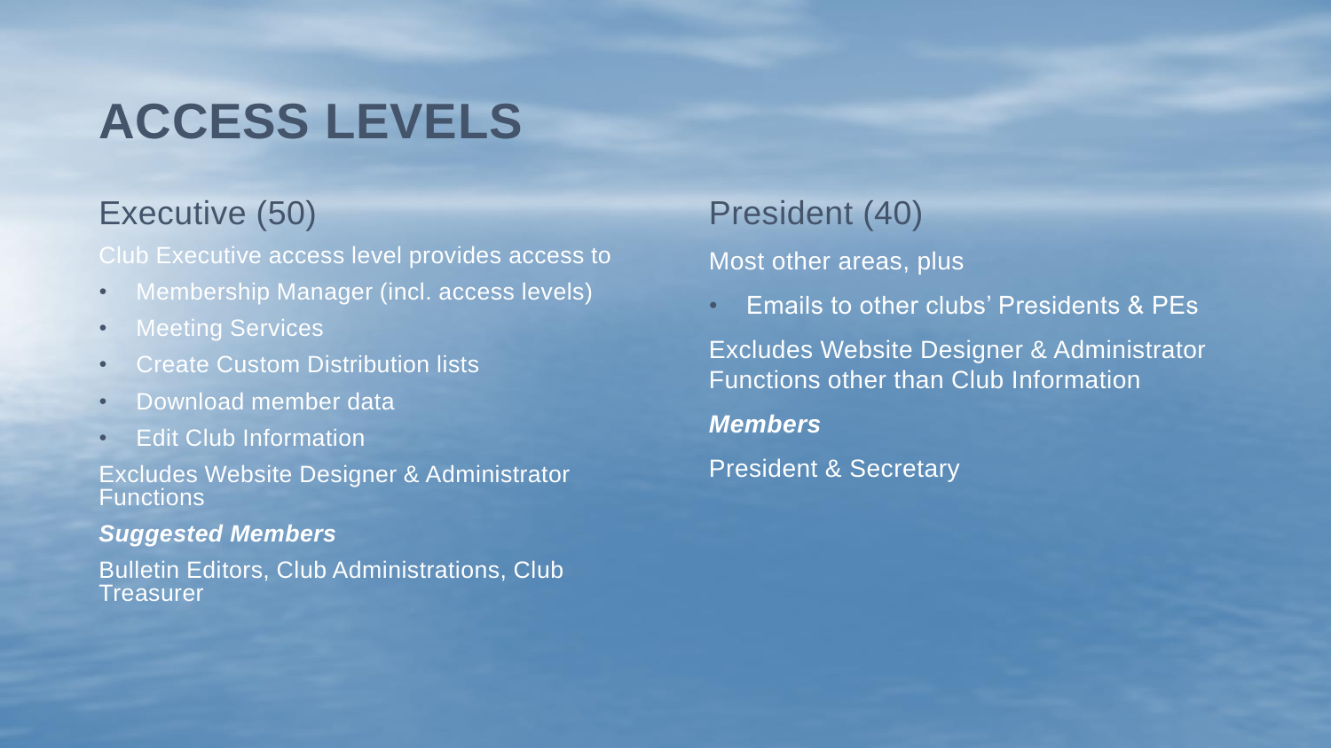# ACCESS LEVELS

## Executive (50)

Club Executive access level provides access to

- Membership Manager (incl. access levels)
- Meeting Services
- Create Custom Distribution lists
- Download member data
- Edit Club Information

Excludes Website Designer & Administrator Functions

***Suggested Members***

Bulletin Editors, Club Administrations, Club Treasurer

## President (40)

Most other areas, plus

- Emails to other clubs' Presidents & PEs

Excludes Website Designer & Administrator Functions other than Club Information

***Members***

President & Secretary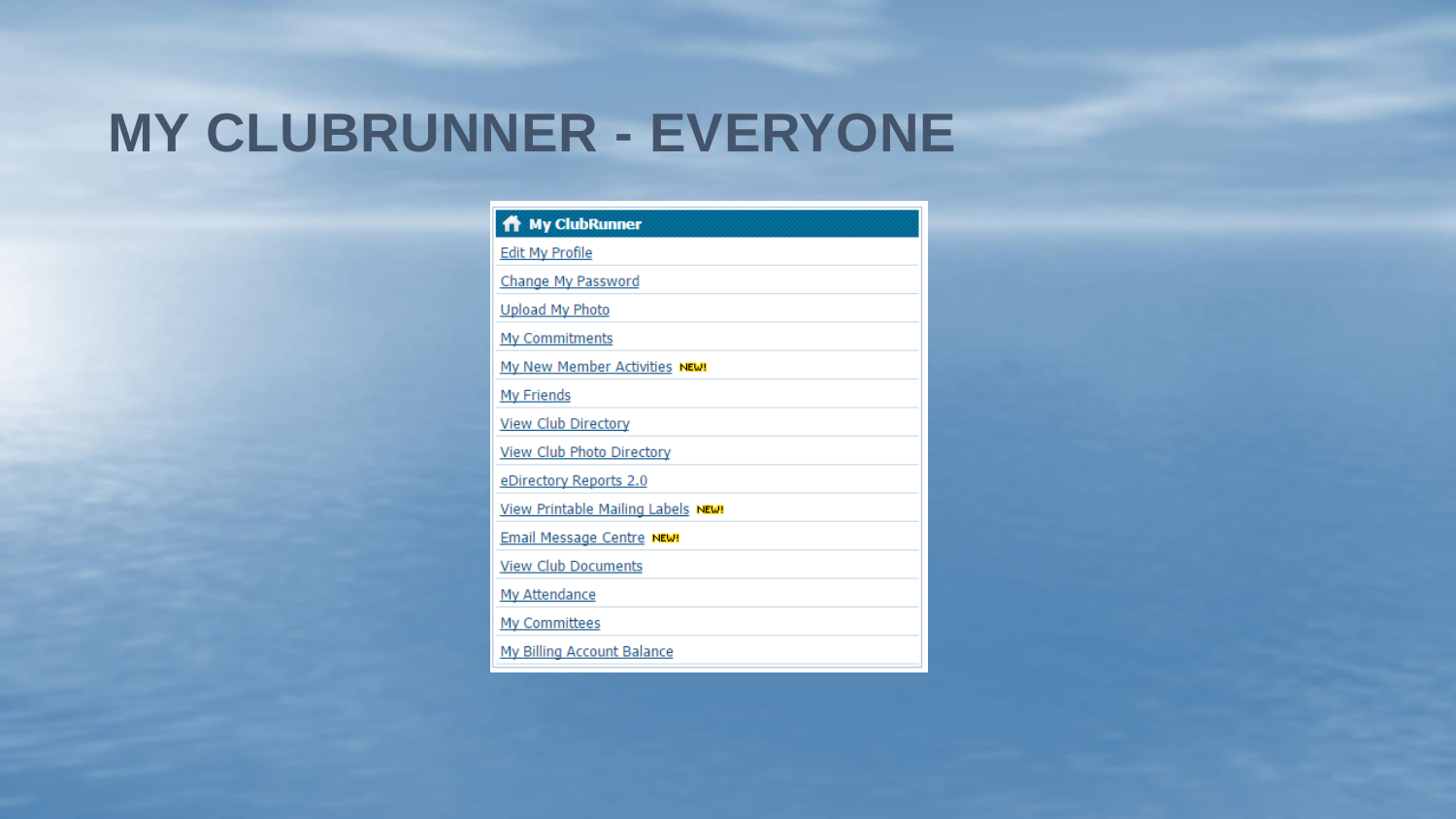# MY CLUBRUNNER - EVERYONE

**My ClubRunner**

- Edit My Profile
- Change My Password
- Upload My Photo
- My Commitments
- My New Member Activities NEW!
- My Friends
- View Club Directory
- View Club Photo Directory
- eDirectory Reports 2.0
- View Printable Mailing Labels NEW!
- Email Message Centre NEW!
- View Club Documents
- My Attendance
- My Committees
- My Billing Account Balance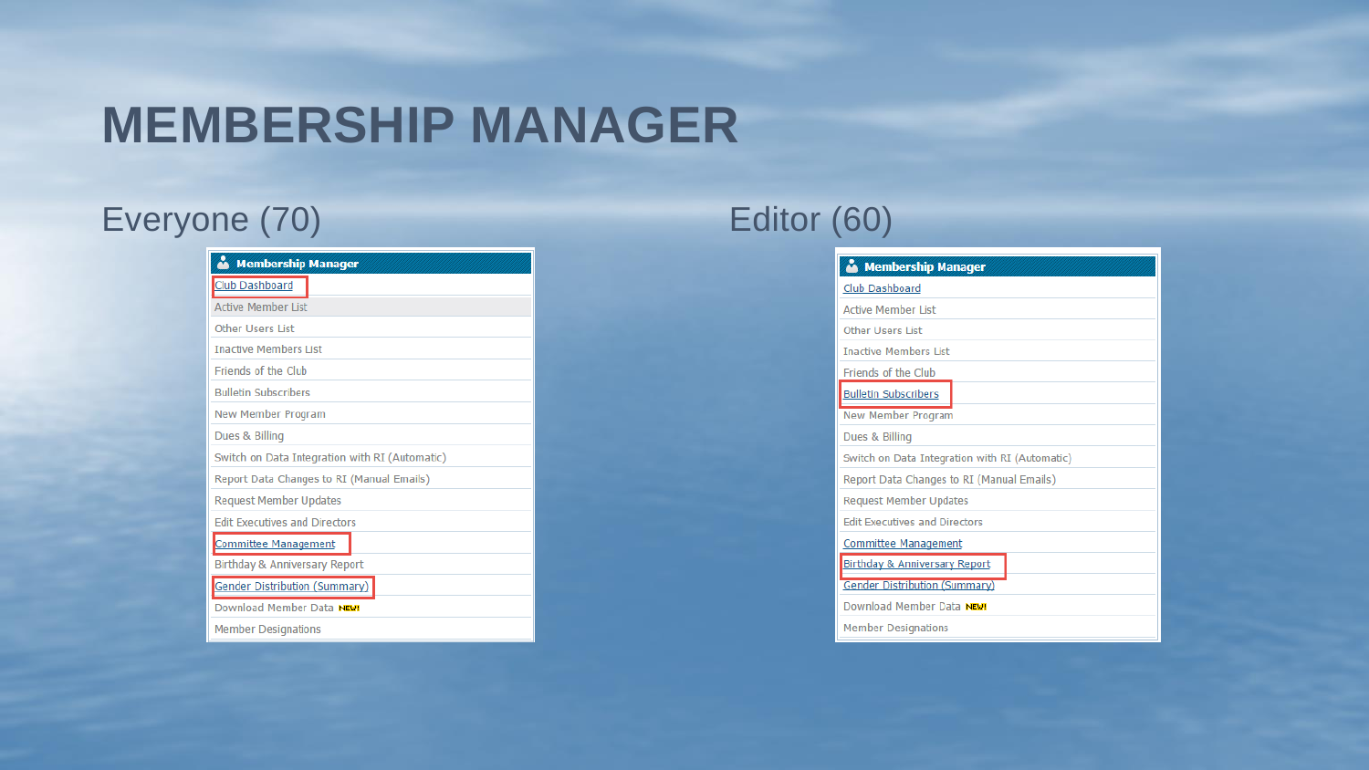# MEMBERSHIP MANAGER

## Everyone (70)

**Membership Manager**

- Club Dashboard
- Active Member List
- Other Users List
- Inactive Members List
- Friends of the Club
- Bulletin Subscribers
- New Member Program
- Dues & Billing
- Switch on Data Integration with RI (Automatic)
- Report Data Changes to RI (Manual Emails)
- Request Member Updates
- Edit Executives and Directors
- Committee Management
- Birthday & Anniversary Report
- Gender Distribution (Summary)
- Download Member Data NEW!
- Member Designations

## Editor (60)

**Membership Manager**

- Club Dashboard
- Active Member List
- Other Users List
- Inactive Members List
- Friends of the Club
- Bulletin Subscribers
- New Member Program
- Dues & Billing
- Switch on Data Integration with RI (Automatic)
- Report Data Changes to RI (Manual Emails)
- Request Member Updates
- Edit Executives and Directors
- Committee Management
- Birthday & Anniversary Report
- Gender Distribution (Summary)
- Download Member Data NEW!
- Member Designations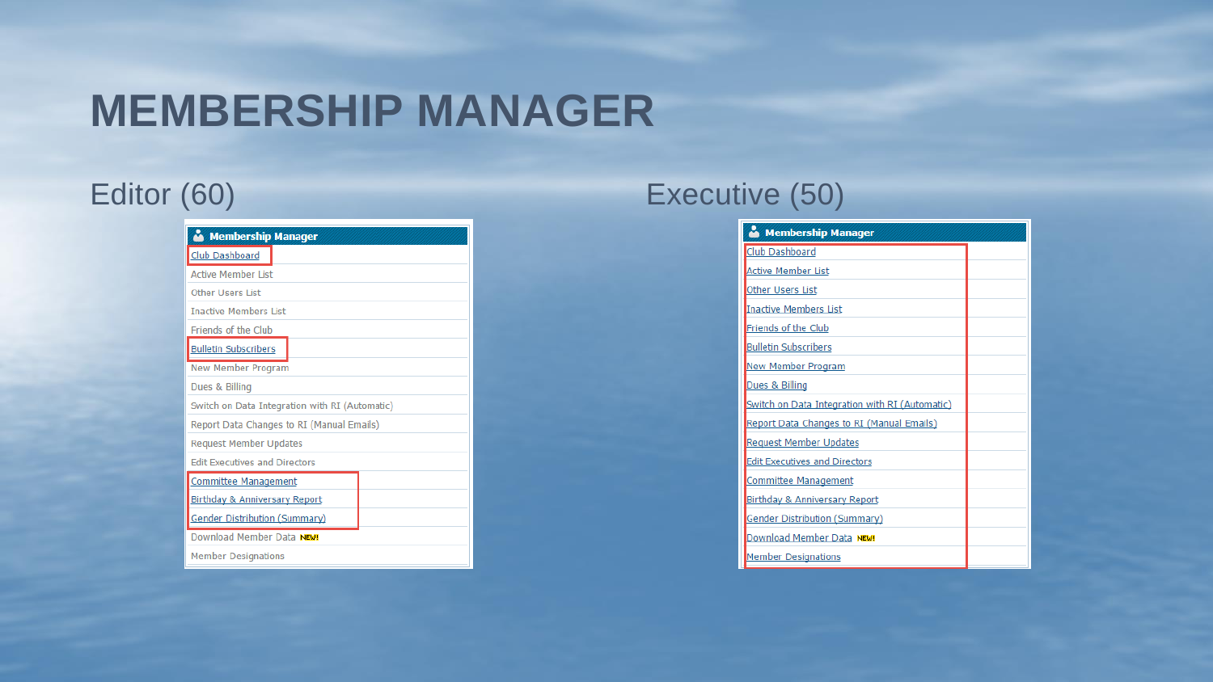# MEMBERSHIP MANAGER

## Editor (60)

**Membership Manager**

- Club Dashboard
- Active Member List
- Other Users List
- Inactive Members List
- Friends of the Club
- Bulletin Subscribers
- New Member Program
- Dues & Billing
- Switch on Data Integration with RI (Automatic)
- Report Data Changes to RI (Manual Emails)
- Request Member Updates
- Edit Executives and Directors
- Committee Management
- Birthday & Anniversary Report
- Gender Distribution (Summary)
- Download Member Data NEW!
- Member Designations

## Executive (50)

**Membership Manager**

- Club Dashboard
- Active Member List
- Other Users List
- Inactive Members List
- Friends of the Club
- Bulletin Subscribers
- New Member Program
- Dues & Billing
- Switch on Data Integration with RI (Automatic)
- Report Data Changes to RI (Manual Emails)
- Request Member Updates
- Edit Executives and Directors
- Committee Management
- Birthday & Anniversary Report
- Gender Distribution (Summary)
- Download Member Data NEW!
- Member Designations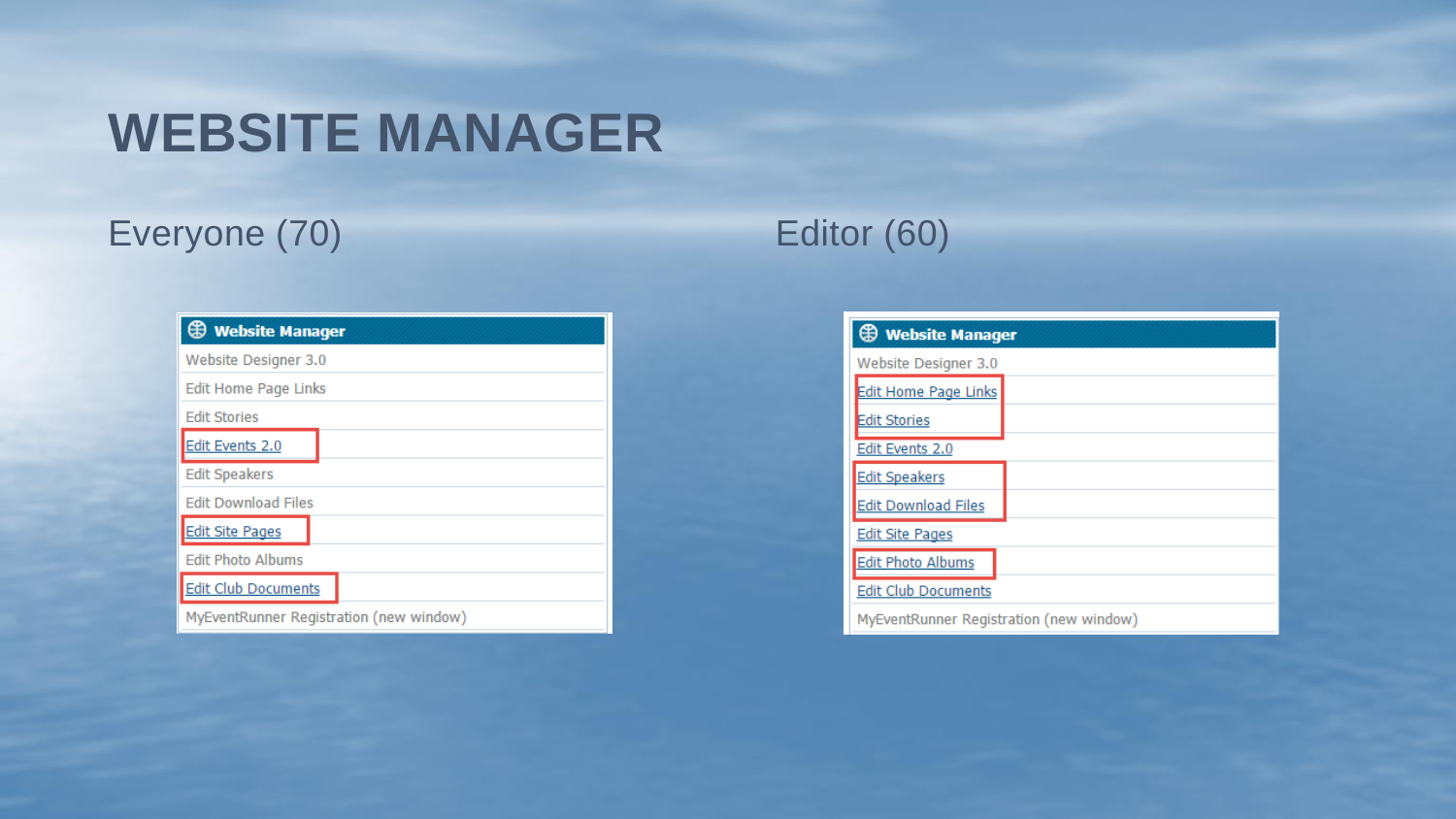# WEBSITE MANAGER

## Everyone (70)

**Website Manager**

- Website Designer 3.0
- Edit Home Page Links
- Edit Stories
- Edit Events 2.0
- Edit Speakers
- Edit Download Files
- Edit Site Pages
- Edit Photo Albums
- Edit Club Documents
- MyEventRunner Registration (new window)

## Editor (60)

**Website Manager**

- Website Designer 3.0
- Edit Home Page Links
- Edit Stories
- Edit Events 2.0
- Edit Speakers
- Edit Download Files
- Edit Site Pages
- Edit Photo Albums
- Edit Club Documents
- MyEventRunner Registration (new window)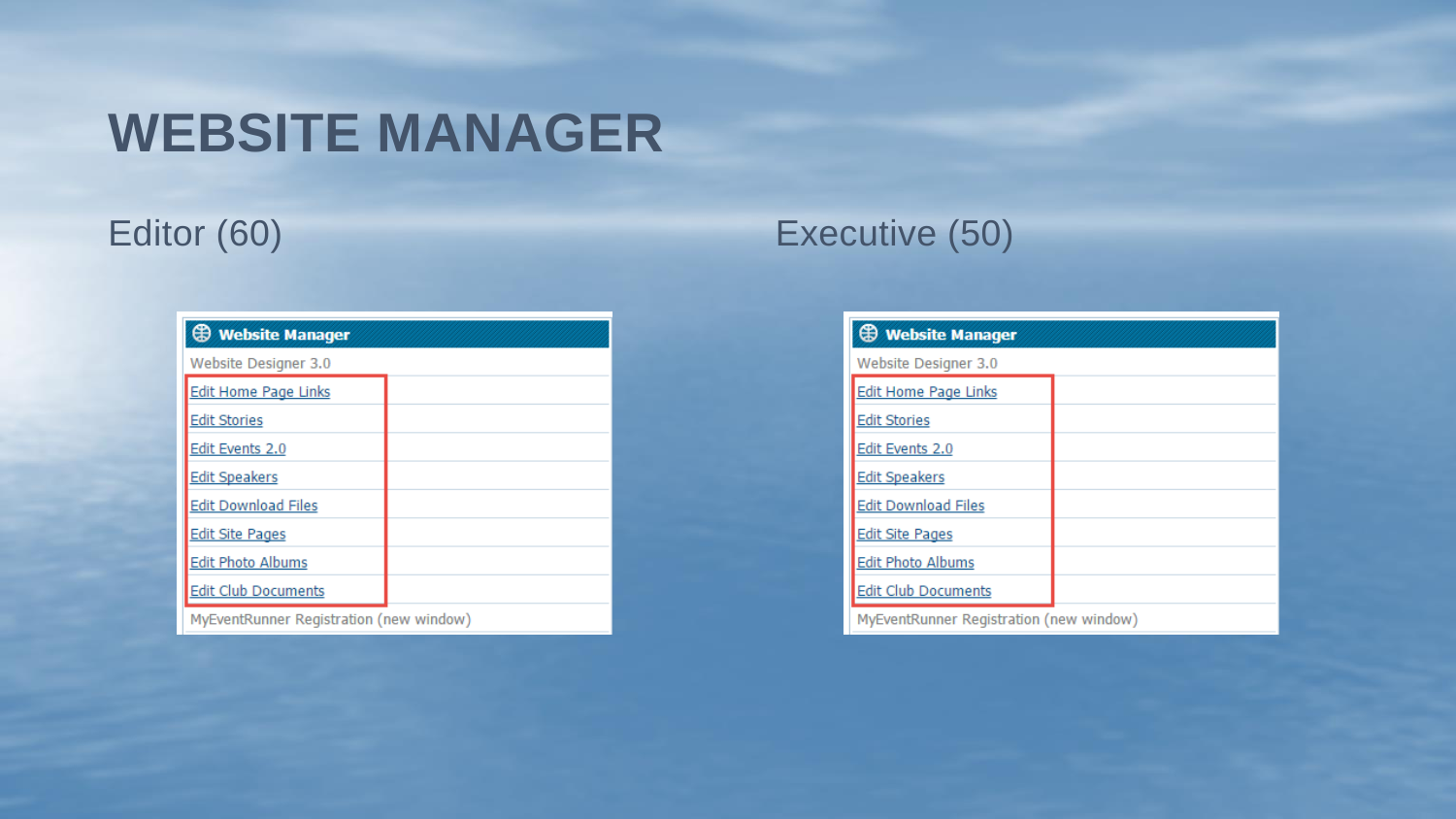# WEBSITE MANAGER

## Editor (60)

**Website Manager**

Website Designer 3.0

- Edit Home Page Links
- Edit Stories
- Edit Events 2.0
- Edit Speakers
- Edit Download Files
- Edit Site Pages
- Edit Photo Albums
- Edit Club Documents

MyEventRunner Registration (new window)

## Executive (50)

**Website Manager**

Website Designer 3.0

- Edit Home Page Links
- Edit Stories
- Edit Events 2.0
- Edit Speakers
- Edit Download Files
- Edit Site Pages
- Edit Photo Albums
- Edit Club Documents

MyEventRunner Registration (new window)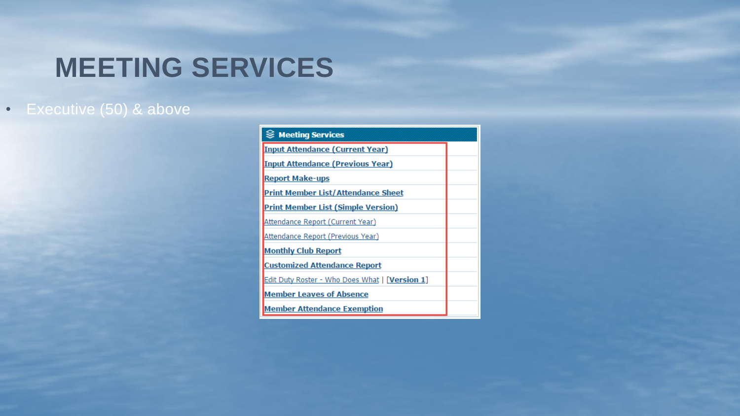# MEETING SERVICES

- Executive (50) & above

**Meeting Services**

- Input Attendance (Current Year)
- Input Attendance (Previous Year)
- Report Make-ups
- Print Member List/Attendance Sheet
- Print Member List (Simple Version)
- Attendance Report (Current Year)
- Attendance Report (Previous Year)
- Monthly Club Report
- Customized Attendance Report
- Edit Duty Roster - Who Does What | [Version 1]
- Member Leaves of Absence
- Member Attendance Exemption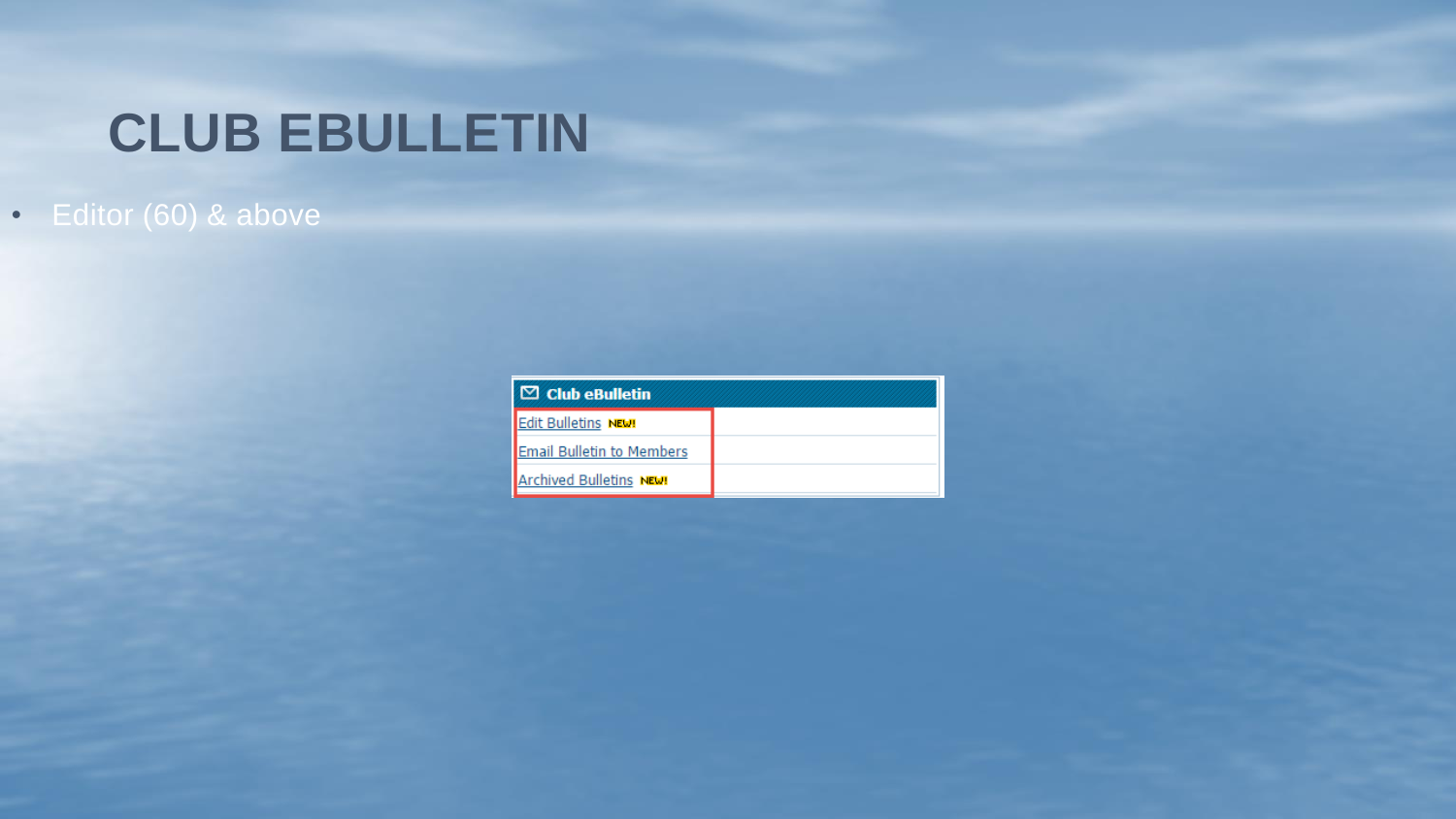# CLUB EBULLETIN

- Editor (60) & above

Club eBulletin

- Edit Bulletins NEW!
- Email Bulletin to Members
- Archived Bulletins NEW!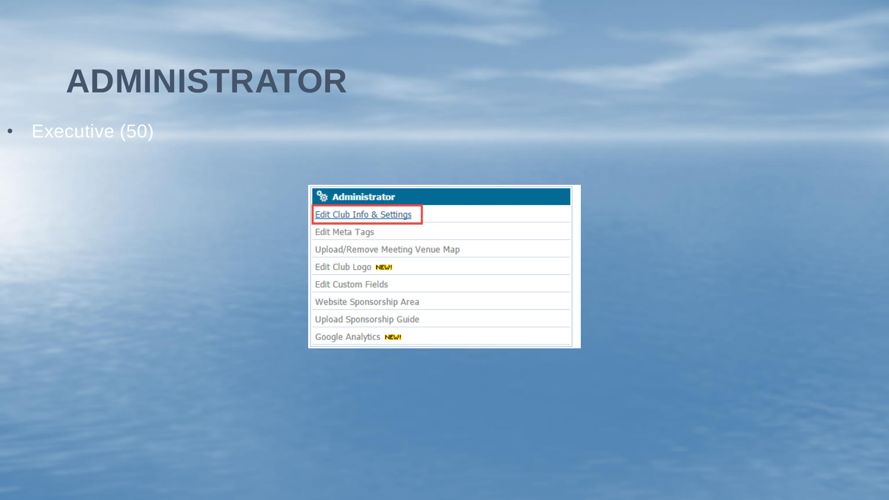# ADMINISTRATOR

- Executive (50)

**Administrator**

- Edit Club Info & Settings
- Edit Meta Tags
- Upload/Remove Meeting Venue Map
- Edit Club Logo NEW!
- Edit Custom Fields
- Website Sponsorship Area
- Upload Sponsorship Guide
- Google Analytics NEW!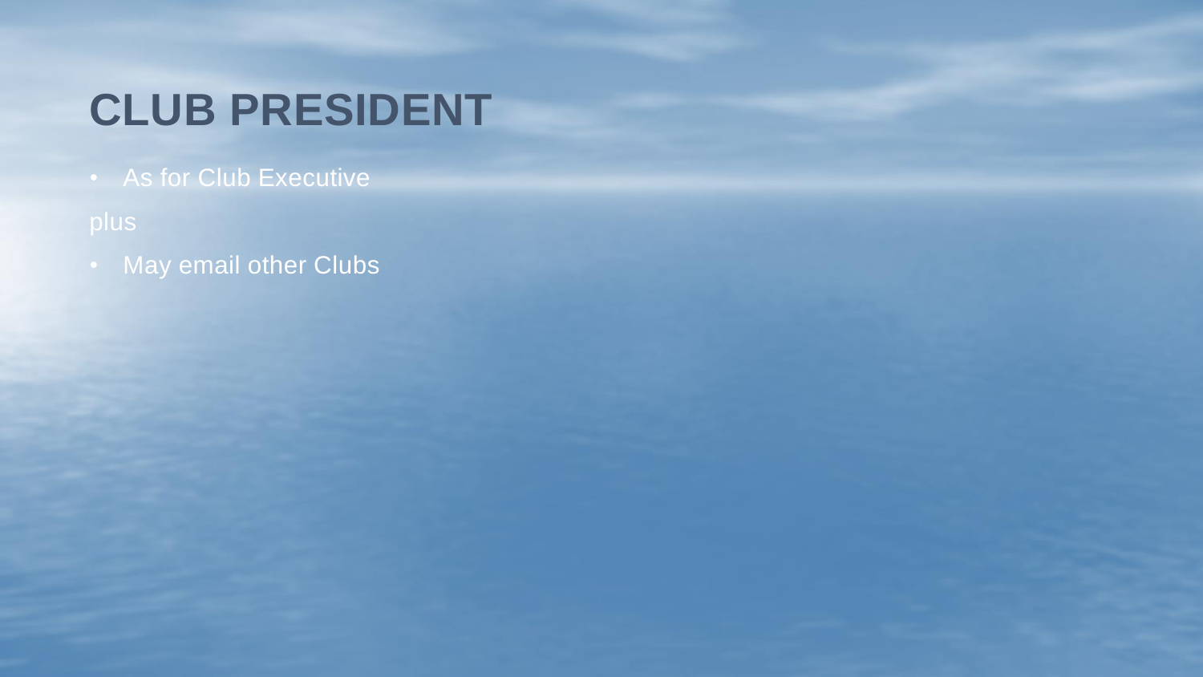# CLUB PRESIDENT

- As for Club Executive

plus

- May email other Clubs